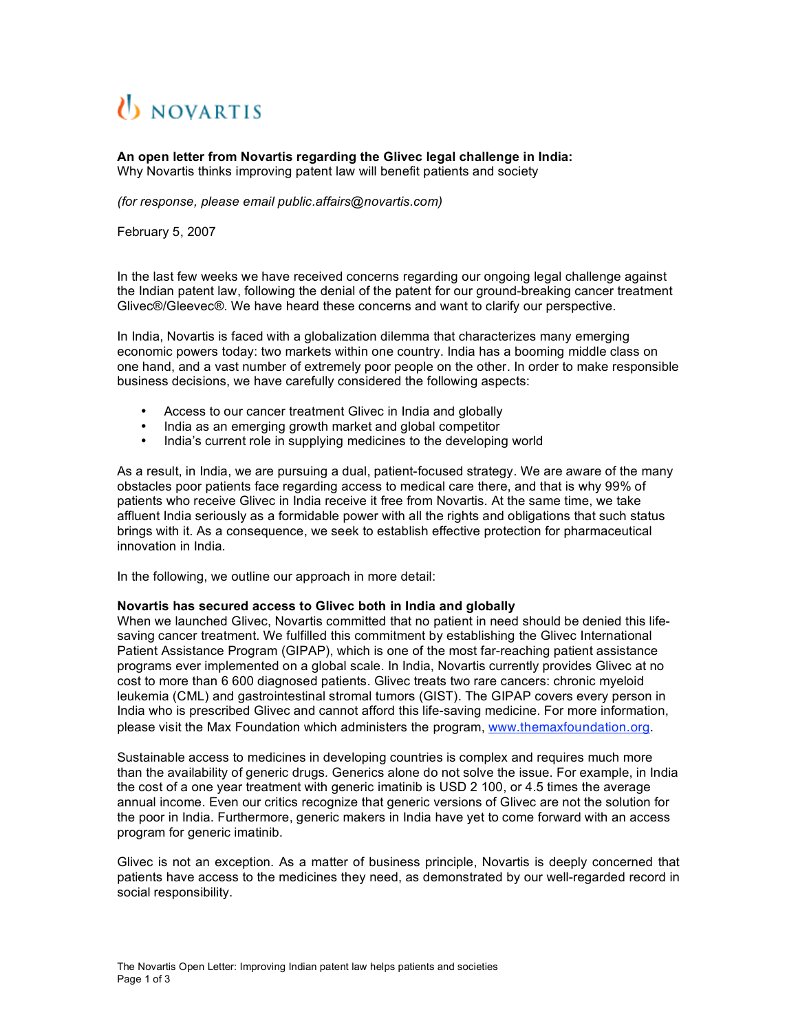NOVARTIS

**An open letter from Novartis regarding the Glivec legal challenge in India:**
Why Novartis thinks improving patent law will benefit patients and society

*(for response, please email public.affairs@novartis.com)*

February 5, 2007

In the last few weeks we have received concerns regarding our ongoing legal challenge against the Indian patent law, following the denial of the patent for our ground-breaking cancer treatment Glivec®/Gleevec®. We have heard these concerns and want to clarify our perspective.

In India, Novartis is faced with a globalization dilemma that characterizes many emerging economic powers today: two markets within one country. India has a booming middle class on one hand, and a vast number of extremely poor people on the other. In order to make responsible business decisions, we have carefully considered the following aspects:

- Access to our cancer treatment Glivec in India and globally
- India as an emerging growth market and global competitor
- India's current role in supplying medicines to the developing world

As a result, in India, we are pursuing a dual, patient-focused strategy. We are aware of the many obstacles poor patients face regarding access to medical care there, and that is why 99% of patients who receive Glivec in India receive it free from Novartis. At the same time, we take affluent India seriously as a formidable power with all the rights and obligations that such status brings with it. As a consequence, we seek to establish effective protection for pharmaceutical innovation in India.

In the following, we outline our approach in more detail:

**Novartis has secured access to Glivec both in India and globally**
When we launched Glivec, Novartis committed that no patient in need should be denied this life-saving cancer treatment. We fulfilled this commitment by establishing the Glivec International Patient Assistance Program (GIPAP), which is one of the most far-reaching patient assistance programs ever implemented on a global scale. In India, Novartis currently provides Glivec at no cost to more than 6 600 diagnosed patients. Glivec treats two rare cancers: chronic myeloid leukemia (CML) and gastrointestinal stromal tumors (GIST). The GIPAP covers every person in India who is prescribed Glivec and cannot afford this life-saving medicine. For more information, please visit the Max Foundation which administers the program, www.themaxfoundation.org.

Sustainable access to medicines in developing countries is complex and requires much more than the availability of generic drugs. Generics alone do not solve the issue. For example, in India the cost of a one year treatment with generic imatinib is USD 2 100, or 4.5 times the average annual income. Even our critics recognize that generic versions of Glivec are not the solution for the poor in India. Furthermore, generic makers in India have yet to come forward with an access program for generic imatinib.

Glivec is not an exception. As a matter of business principle, Novartis is deeply concerned that patients have access to the medicines they need, as demonstrated by our well-regarded record in social responsibility.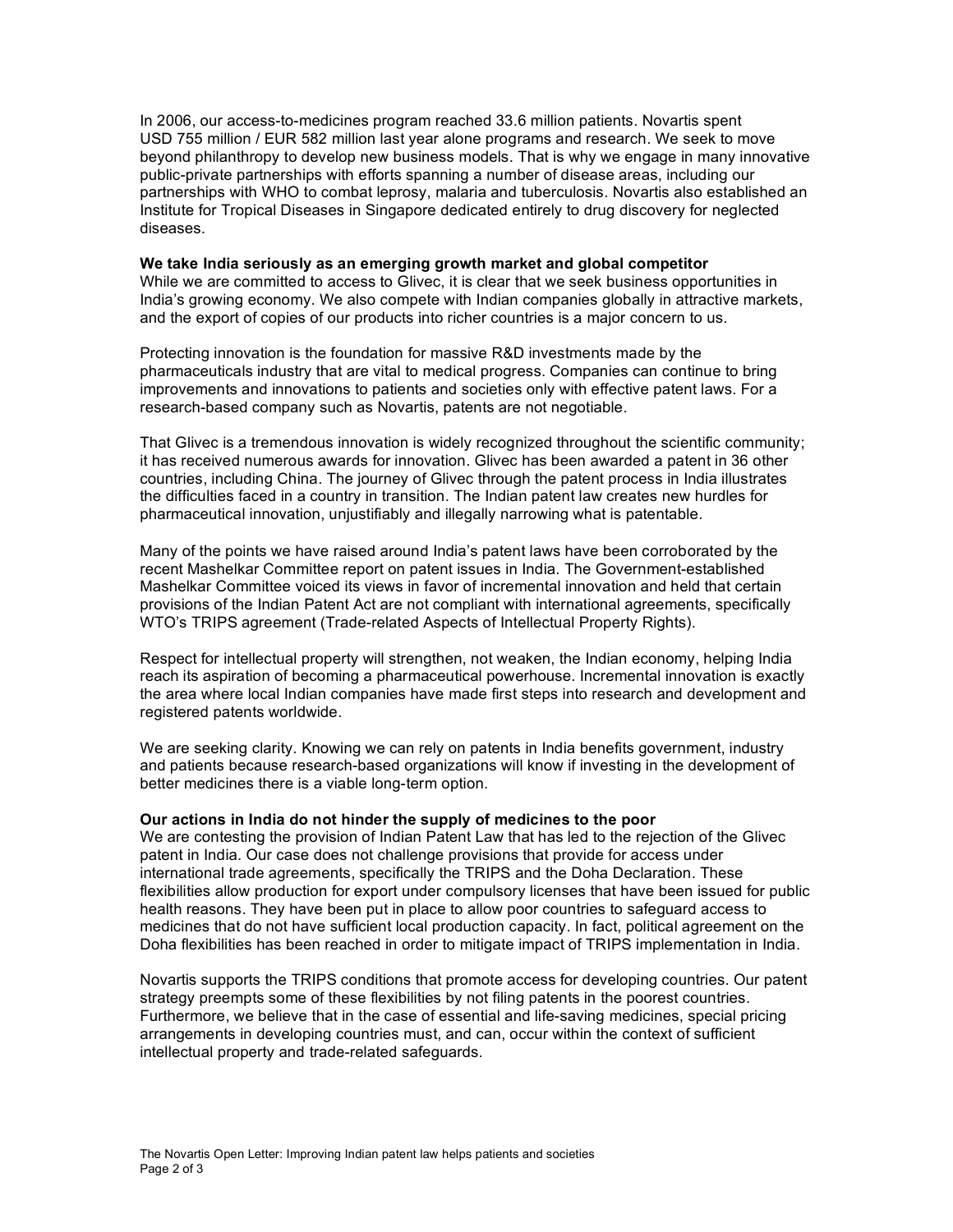In 2006, our access-to-medicines program reached 33.6 million patients. Novartis spent USD 755 million / EUR 582 million last year alone programs and research. We seek to move beyond philanthropy to develop new business models. That is why we engage in many innovative public-private partnerships with efforts spanning a number of disease areas, including our partnerships with WHO to combat leprosy, malaria and tuberculosis. Novartis also established an Institute for Tropical Diseases in Singapore dedicated entirely to drug discovery for neglected diseases.

**We take India seriously as an emerging growth market and global competitor**

While we are committed to access to Glivec, it is clear that we seek business opportunities in India's growing economy. We also compete with Indian companies globally in attractive markets, and the export of copies of our products into richer countries is a major concern to us.

Protecting innovation is the foundation for massive R&D investments made by the pharmaceuticals industry that are vital to medical progress. Companies can continue to bring improvements and innovations to patients and societies only with effective patent laws. For a research-based company such as Novartis, patents are not negotiable.

That Glivec is a tremendous innovation is widely recognized throughout the scientific community; it has received numerous awards for innovation. Glivec has been awarded a patent in 36 other countries, including China. The journey of Glivec through the patent process in India illustrates the difficulties faced in a country in transition. The Indian patent law creates new hurdles for pharmaceutical innovation, unjustifiably and illegally narrowing what is patentable.

Many of the points we have raised around India's patent laws have been corroborated by the recent Mashelkar Committee report on patent issues in India. The Government-established Mashelkar Committee voiced its views in favor of incremental innovation and held that certain provisions of the Indian Patent Act are not compliant with international agreements, specifically WTO's TRIPS agreement (Trade-related Aspects of Intellectual Property Rights).

Respect for intellectual property will strengthen, not weaken, the Indian economy, helping India reach its aspiration of becoming a pharmaceutical powerhouse. Incremental innovation is exactly the area where local Indian companies have made first steps into research and development and registered patents worldwide.

We are seeking clarity. Knowing we can rely on patents in India benefits government, industry and patients because research-based organizations will know if investing in the development of better medicines there is a viable long-term option.

**Our actions in India do not hinder the supply of medicines to the poor**

We are contesting the provision of Indian Patent Law that has led to the rejection of the Glivec patent in India. Our case does not challenge provisions that provide for access under international trade agreements, specifically the TRIPS and the Doha Declaration. These flexibilities allow production for export under compulsory licenses that have been issued for public health reasons. They have been put in place to allow poor countries to safeguard access to medicines that do not have sufficient local production capacity. In fact, political agreement on the Doha flexibilities has been reached in order to mitigate impact of TRIPS implementation in India.

Novartis supports the TRIPS conditions that promote access for developing countries. Our patent strategy preempts some of these flexibilities by not filing patents in the poorest countries. Furthermore, we believe that in the case of essential and life-saving medicines, special pricing arrangements in developing countries must, and can, occur within the context of sufficient intellectual property and trade-related safeguards.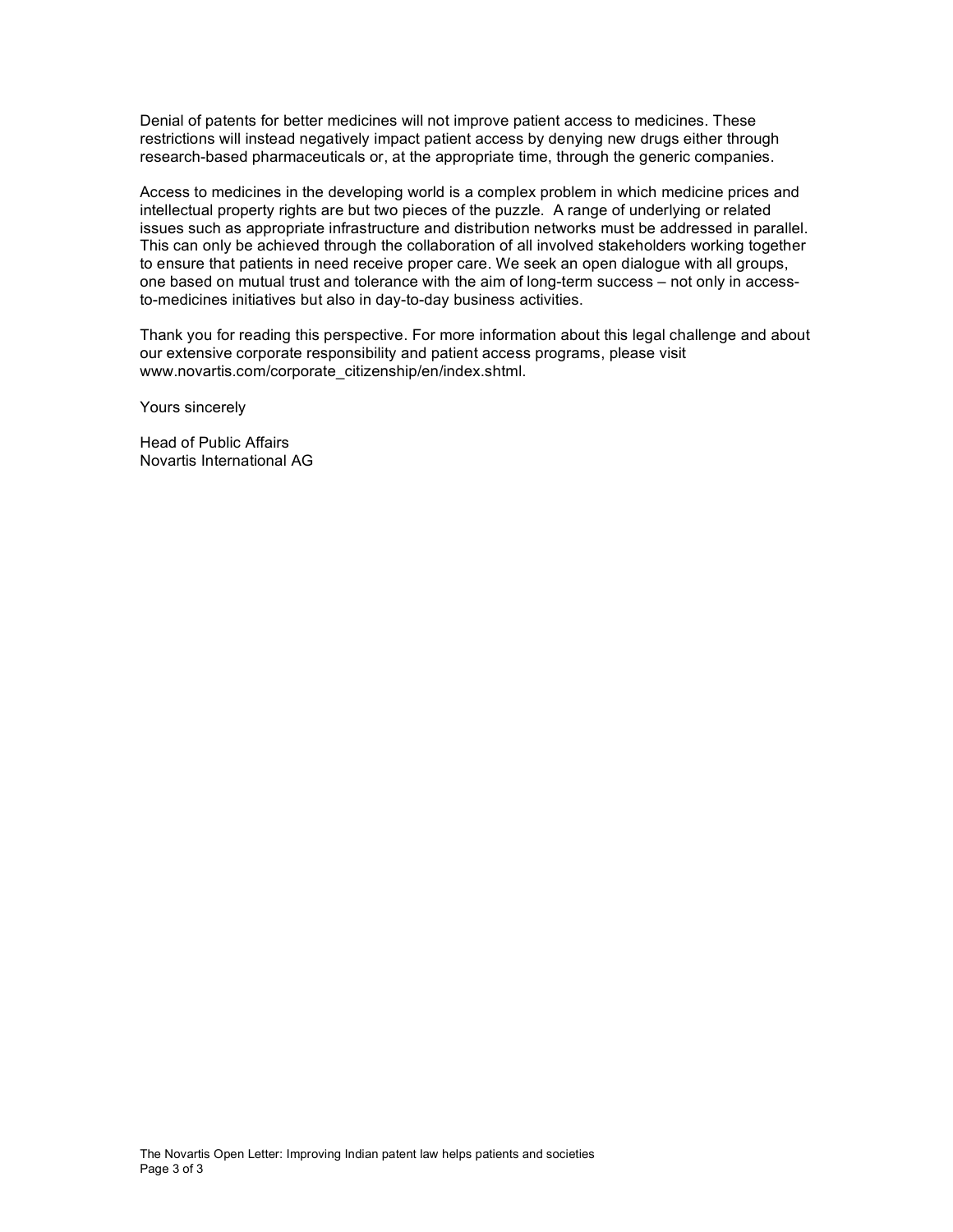Denial of patents for better medicines will not improve patient access to medicines. These restrictions will instead negatively impact patient access by denying new drugs either through research-based pharmaceuticals or, at the appropriate time, through the generic companies.

Access to medicines in the developing world is a complex problem in which medicine prices and intellectual property rights are but two pieces of the puzzle. A range of underlying or related issues such as appropriate infrastructure and distribution networks must be addressed in parallel. This can only be achieved through the collaboration of all involved stakeholders working together to ensure that patients in need receive proper care. We seek an open dialogue with all groups, one based on mutual trust and tolerance with the aim of long-term success – not only in access-to-medicines initiatives but also in day-to-day business activities.

Thank you for reading this perspective. For more information about this legal challenge and about our extensive corporate responsibility and patient access programs, please visit www.novartis.com/corporate_citizenship/en/index.shtml.

Yours sincerely

Head of Public Affairs
Novartis International AG